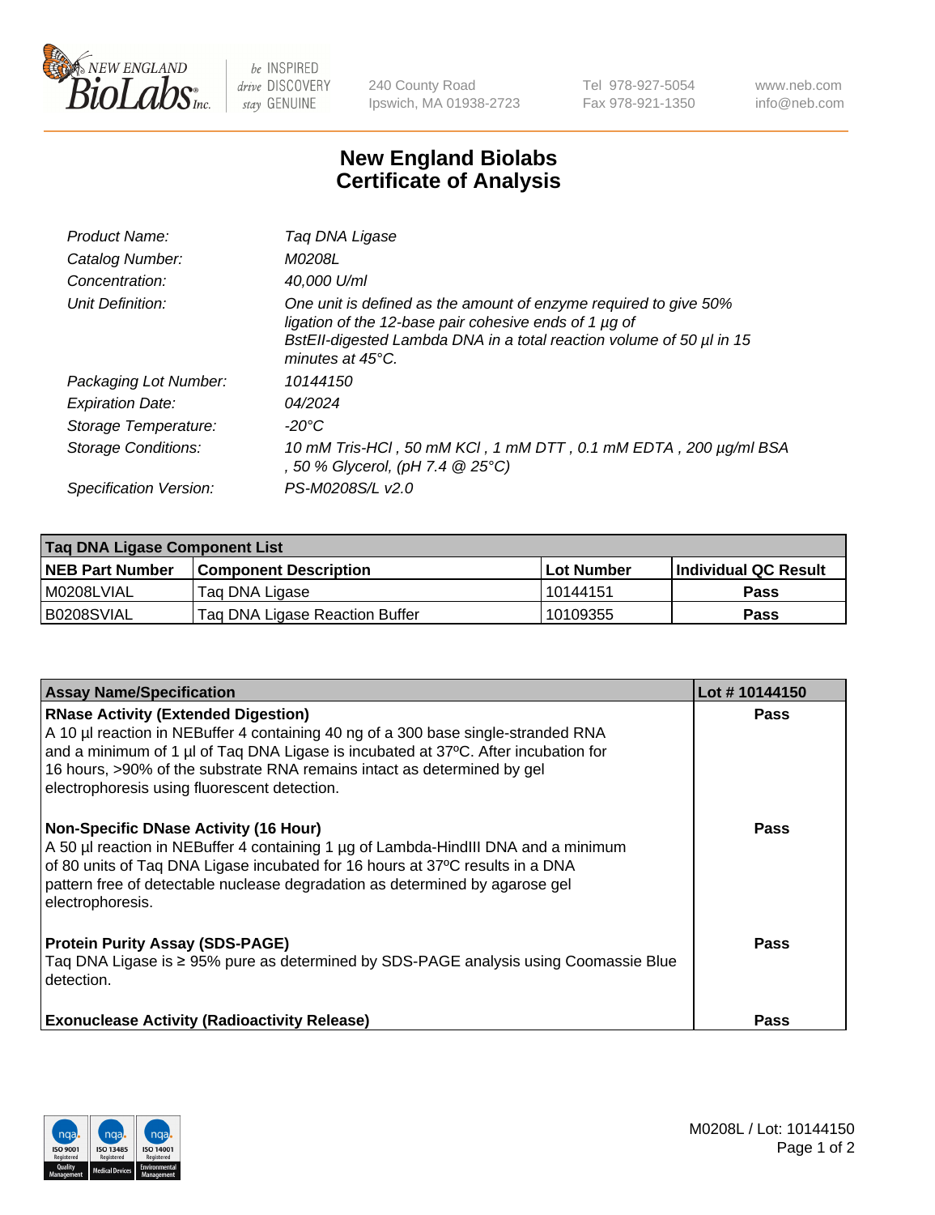New England Biolabs
240 County Road
Ipswich, MA 01938-2723
Tel 978-927-5054
Fax 978-921-1350
www.neb.com
info@neb.com

# New England Biolabs Certificate of Analysis

| | |
|---|---|
| *Product Name:* | *Taq DNA Ligase* |
| *Catalog Number:* | *M0208L* |
| *Concentration:* | *40,000 U/ml* |
| *Unit Definition:* | *One unit is defined as the amount of enzyme required to give 50% ligation of the 12-base pair cohesive ends of 1 µg of BstEII-digested Lambda DNA in a total reaction volume of 50 µl in 15 minutes at 45°C.* |
| *Packaging Lot Number:* | *10144150* |
| *Expiration Date:* | *04/2024* |
| *Storage Temperature:* | *-20°C* |
| *Storage Conditions:* | *10 mM Tris-HCl , 50 mM KCl , 1 mM DTT , 0.1 mM EDTA , 200 µg/ml BSA , 50 % Glycerol, (pH 7.4 @ 25°C)* |
| *Specification Version:* | *PS-M0208S/L v2.0* |

| Taq DNA Ligase Component List | | | |
|---|---|---|---|
| **NEB Part Number** | **Component Description** | **Lot Number** | **Individual QC Result** |
| M0208LVIAL | Taq DNA Ligase | 10144151 | **Pass** |
| B0208SVIAL | Taq DNA Ligase Reaction Buffer | 10109355 | **Pass** |

| Assay Name/Specification | Lot # 10144150 |
|---|---|
| **RNase Activity (Extended Digestion)**<br>A 10 µl reaction in NEBuffer 4 containing 40 ng of a 300 base single-stranded RNA and a minimum of 1 µl of Taq DNA Ligase is incubated at 37ºC. After incubation for 16 hours, >90% of the substrate RNA remains intact as determined by gel electrophoresis using fluorescent detection. | **Pass** |
| **Non-Specific DNase Activity (16 Hour)**<br>A 50 µl reaction in NEBuffer 4 containing 1 µg of Lambda-HindIII DNA and a minimum of 80 units of Taq DNA Ligase incubated for 16 hours at 37ºC results in a DNA pattern free of detectable nuclease degradation as determined by agarose gel electrophoresis. | **Pass** |
| **Protein Purity Assay (SDS-PAGE)**<br>Taq DNA Ligase is ≥ 95% pure as determined by SDS-PAGE analysis using Coomassie Blue detection. | **Pass** |
| **Exonuclease Activity (Radioactivity Release)** | **Pass** |

M0208L / Lot: 10144150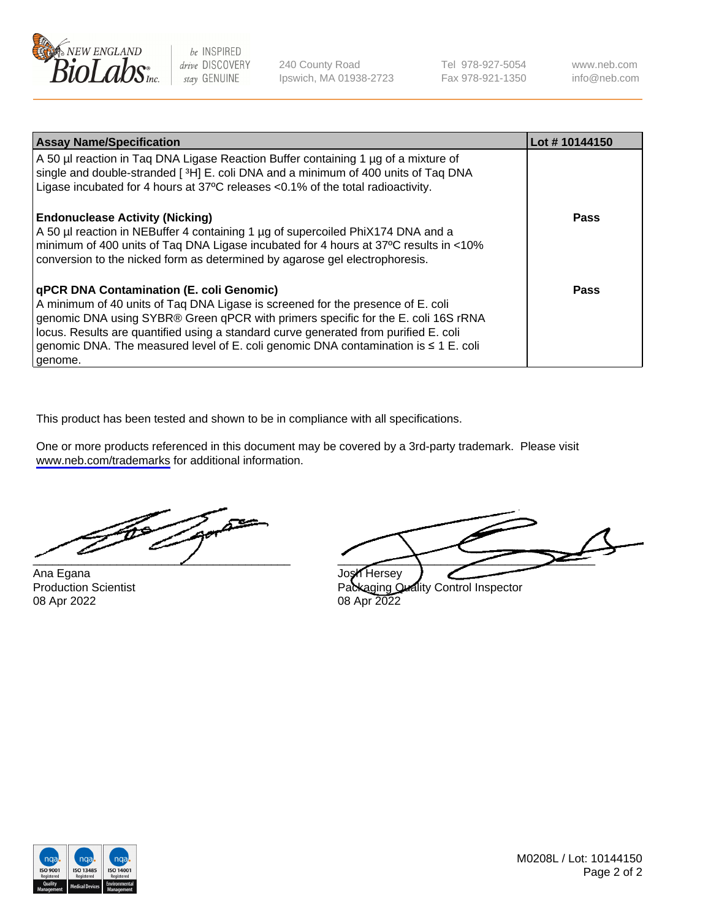| Assay Name/Specification | Lot # 10144150 |
| --- | --- |
| A 50 µl reaction in Taq DNA Ligase Reaction Buffer containing 1 µg of a mixture of single and double-stranded [ $^3$H] E. coli DNA and a minimum of 400 units of Taq DNA Ligase incubated for 4 hours at 37ºC releases <0.1% of the total radioactivity. | |
| **Endonuclease Activity (Nicking)**<br>A 50 µl reaction in NEBuffer 4 containing 1 µg of supercoiled PhiX174 DNA and a minimum of 400 units of Taq DNA Ligase incubated for 4 hours at 37ºC results in <10% conversion to the nicked form as determined by agarose gel electrophoresis. | **Pass** |
| **qPCR DNA Contamination (E. coli Genomic)**<br>A minimum of 40 units of Taq DNA Ligase is screened for the presence of E. coli genomic DNA using SYBR® Green qPCR with primers specific for the E. coli 16S rRNA locus. Results are quantified using a standard curve generated from purified E. coli genomic DNA. The measured level of E. coli genomic DNA contamination is ≤ 1 E. coli genome. | **Pass** |

This product has been tested and shown to be in compliance with all specifications.

One or more products referenced in this document may be covered by a 3rd-party trademark. Please visit www.neb.com/trademarks for additional information.

Ana Egana
Production Scientist
08 Apr 2022

Josh Hersey
Packaging Quality Control Inspector
08 Apr 2022

M0208L / Lot: 10144150